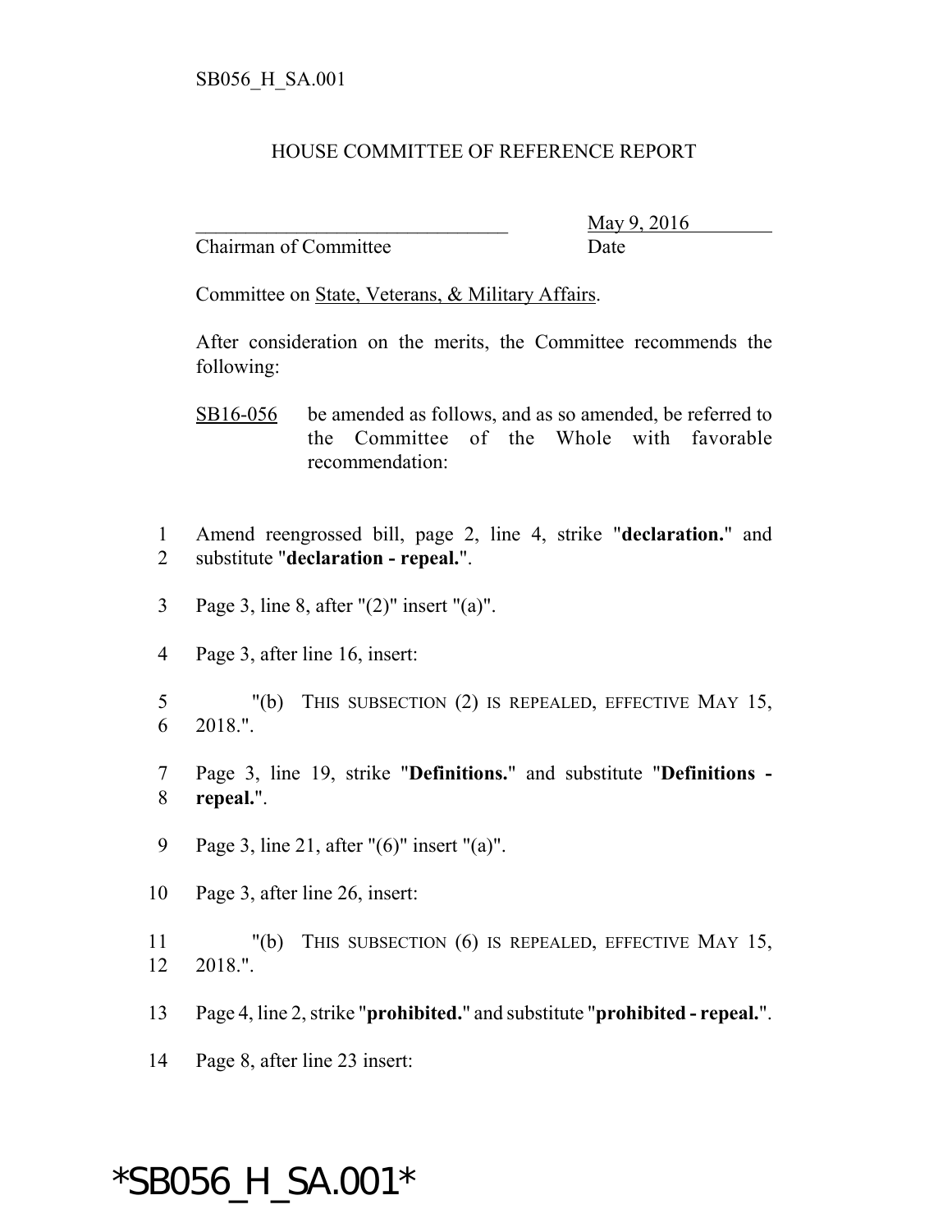SB056_H_SA.001

HOUSE COMMITTEE OF REFERENCE REPORT

________________________________ May 9, 2016
Chairman of Committee Date

Committee on State, Veterans, & Military Affairs.

After consideration on the merits, the Committee recommends the following:

SB16-056 be amended as follows, and as so amended, be referred to the Committee of the Whole with favorable recommendation:

1 Amend reengrossed bill, page 2, line 4, strike "**declaration.**" and
2 substitute "**declaration - repeal.**".

3 Page 3, line 8, after "(2)" insert "(a)".

4 Page 3, after line 16, insert:

5 "(b) THIS SUBSECTION (2) IS REPEALED, EFFECTIVE MAY 15,
6 2018.".

7 Page 3, line 19, strike "**Definitions.**" and substitute "**Definitions -**
8 **repeal.**".

9 Page 3, line 21, after "(6)" insert "(a)".

10 Page 3, after line 26, insert:

11 "(b) THIS SUBSECTION (6) IS REPEALED, EFFECTIVE MAY 15,
12 2018.".

13 Page 4, line 2, strike "**prohibited.**" and substitute "**prohibited - repeal.**".

14 Page 8, after line 23 insert:

*SB056_H_SA.001*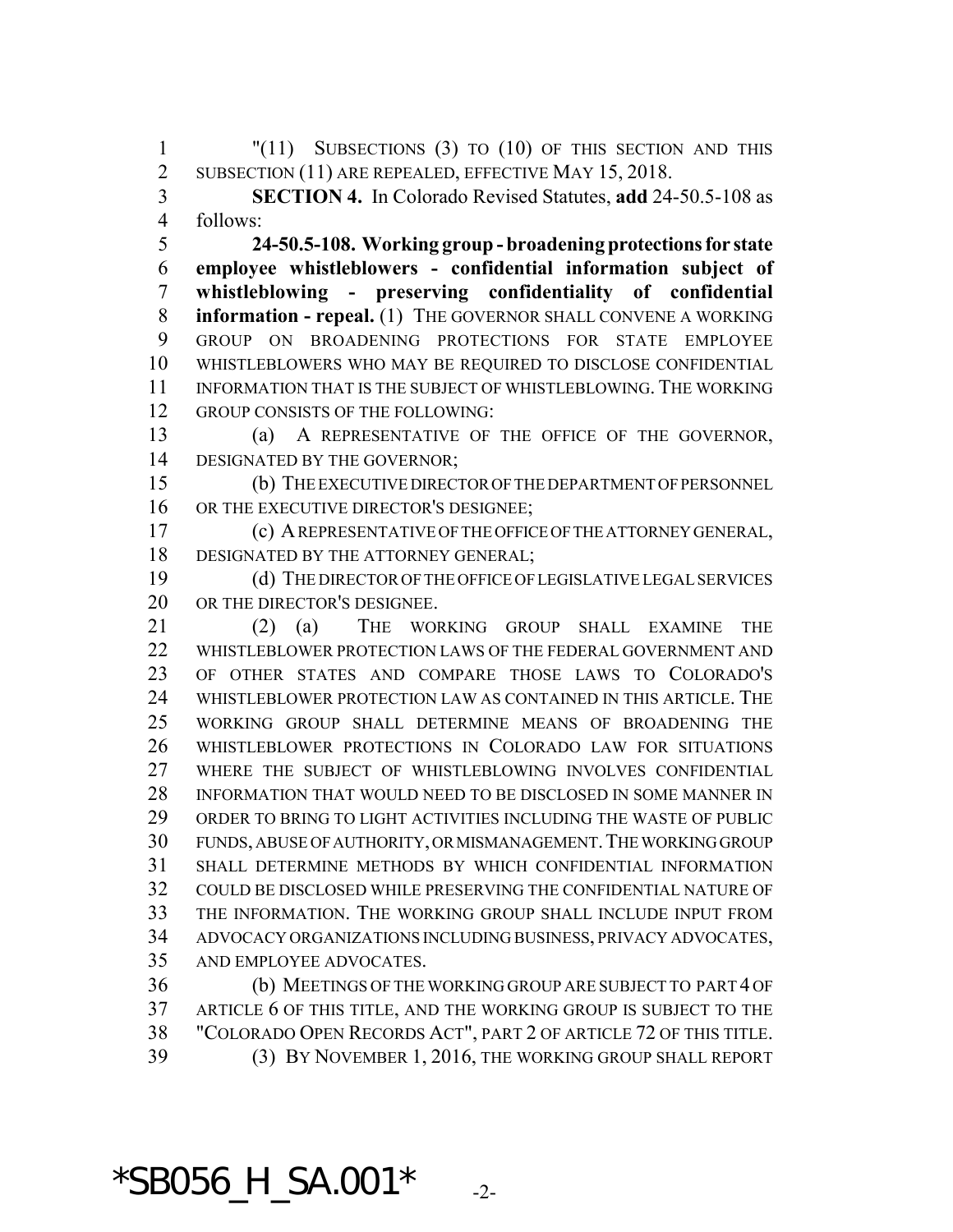"(11) SUBSECTIONS (3) TO (10) OF THIS SECTION AND THIS SUBSECTION (11) ARE REPEALED, EFFECTIVE MAY 15, 2018.

**SECTION 4.** In Colorado Revised Statutes, **add** 24-50.5-108 as follows:

**24-50.5-108. Working group - broadening protections for state employee whistleblowers - confidential information subject of whistleblowing - preserving confidentiality of confidential information - repeal.** (1) THE GOVERNOR SHALL CONVENE A WORKING GROUP ON BROADENING PROTECTIONS FOR STATE EMPLOYEE WHISTLEBLOWERS WHO MAY BE REQUIRED TO DISCLOSE CONFIDENTIAL INFORMATION THAT IS THE SUBJECT OF WHISTLEBLOWING. THE WORKING GROUP CONSISTS OF THE FOLLOWING:

(a) A REPRESENTATIVE OF THE OFFICE OF THE GOVERNOR, DESIGNATED BY THE GOVERNOR;

(b) THE EXECUTIVE DIRECTOR OF THE DEPARTMENT OF PERSONNEL OR THE EXECUTIVE DIRECTOR'S DESIGNEE;

(c) A REPRESENTATIVE OF THE OFFICE OF THE ATTORNEY GENERAL, DESIGNATED BY THE ATTORNEY GENERAL;

(d) THE DIRECTOR OF THE OFFICE OF LEGISLATIVE LEGAL SERVICES OR THE DIRECTOR'S DESIGNEE.

(2) (a) THE WORKING GROUP SHALL EXAMINE THE WHISTLEBLOWER PROTECTION LAWS OF THE FEDERAL GOVERNMENT AND OF OTHER STATES AND COMPARE THOSE LAWS TO COLORADO'S WHISTLEBLOWER PROTECTION LAW AS CONTAINED IN THIS ARTICLE. THE WORKING GROUP SHALL DETERMINE MEANS OF BROADENING THE WHISTLEBLOWER PROTECTIONS IN COLORADO LAW FOR SITUATIONS WHERE THE SUBJECT OF WHISTLEBLOWING INVOLVES CONFIDENTIAL INFORMATION THAT WOULD NEED TO BE DISCLOSED IN SOME MANNER IN ORDER TO BRING TO LIGHT ACTIVITIES INCLUDING THE WASTE OF PUBLIC FUNDS, ABUSE OF AUTHORITY, OR MISMANAGEMENT. THE WORKING GROUP SHALL DETERMINE METHODS BY WHICH CONFIDENTIAL INFORMATION COULD BE DISCLOSED WHILE PRESERVING THE CONFIDENTIAL NATURE OF THE INFORMATION. THE WORKING GROUP SHALL INCLUDE INPUT FROM ADVOCACY ORGANIZATIONS INCLUDING BUSINESS, PRIVACY ADVOCATES, AND EMPLOYEE ADVOCATES.

(b) MEETINGS OF THE WORKING GROUP ARE SUBJECT TO PART 4 OF ARTICLE 6 OF THIS TITLE, AND THE WORKING GROUP IS SUBJECT TO THE "COLORADO OPEN RECORDS ACT", PART 2 OF ARTICLE 72 OF THIS TITLE.

(3) BY NOVEMBER 1, 2016, THE WORKING GROUP SHALL REPORT

*SB056_H_SA.001*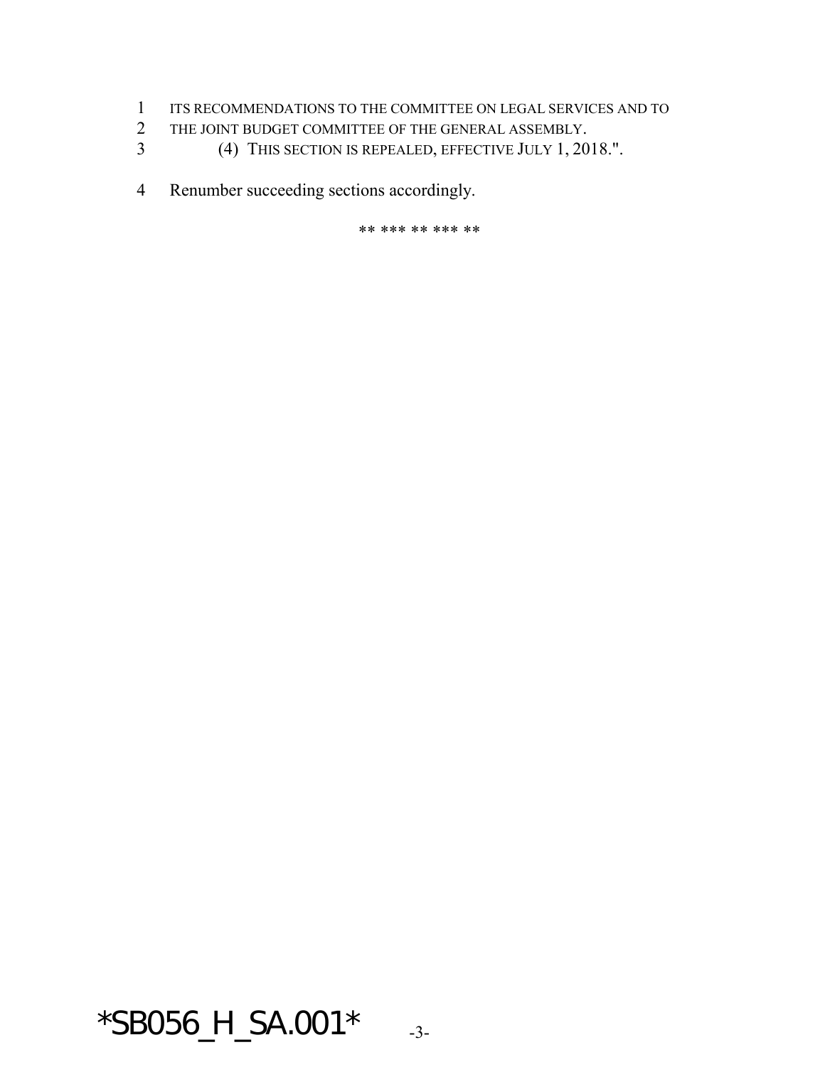1 ITS RECOMMENDATIONS TO THE COMMITTEE ON LEGAL SERVICES AND TO
2 THE JOINT BUDGET COMMITTEE OF THE GENERAL ASSEMBLY.
3 (4) THIS SECTION IS REPEALED, EFFECTIVE JULY 1, 2018.".

4 Renumber succeeding sections accordingly.

** *** ** *** **

*SB056_H_SA.001*